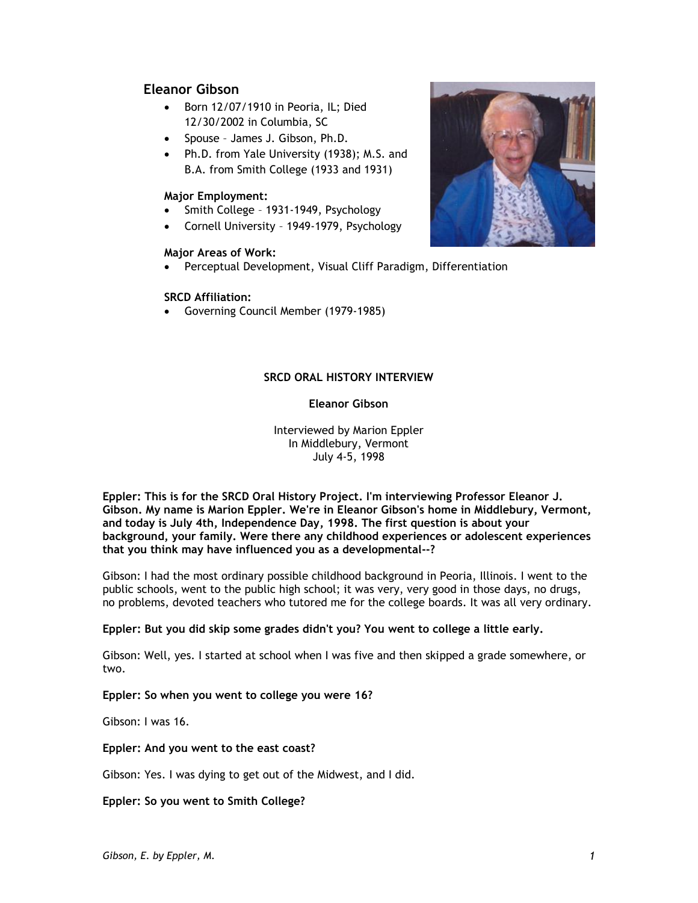## Eleanor Gibson

- Born 12/07/1910 in Peoria, IL; Died 12/30/2002 in Columbia, SC
- Spouse – James J. Gibson, Ph.D.
- Ph.D. from Yale University (1938); M.S. and B.A. from Smith College (1933 and 1931)

**Major Employment:**

- Smith College – 1931-1949, Psychology
- Cornell University – 1949-1979, Psychology

**Major Areas of Work:**

- Perceptual Development, Visual Cliff Paradigm, Differentiation

**SRCD Affiliation:**

- Governing Council Member (1979-1985)

**SRCD ORAL HISTORY INTERVIEW**

**Eleanor Gibson**

Interviewed by Marion Eppler
In Middlebury, Vermont
July 4-5, 1998

**Eppler: This is for the SRCD Oral History Project. I'm interviewing Professor Eleanor J. Gibson. My name is Marion Eppler. We're in Eleanor Gibson's home in Middlebury, Vermont, and today is July 4th, Independence Day, 1998. The first question is about your background, your family. Were there any childhood experiences or adolescent experiences that you think may have influenced you as a developmental--?**

Gibson: I had the most ordinary possible childhood background in Peoria, Illinois. I went to the public schools, went to the public high school; it was very, very good in those days, no drugs, no problems, devoted teachers who tutored me for the college boards. It was all very ordinary.

**Eppler: But you did skip some grades didn't you? You went to college a little early.**

Gibson: Well, yes. I started at school when I was five and then skipped a grade somewhere, or two.

**Eppler: So when you went to college you were 16?**

Gibson: I was 16.

**Eppler: And you went to the east coast?**

Gibson: Yes. I was dying to get out of the Midwest, and I did.

**Eppler: So you went to Smith College?**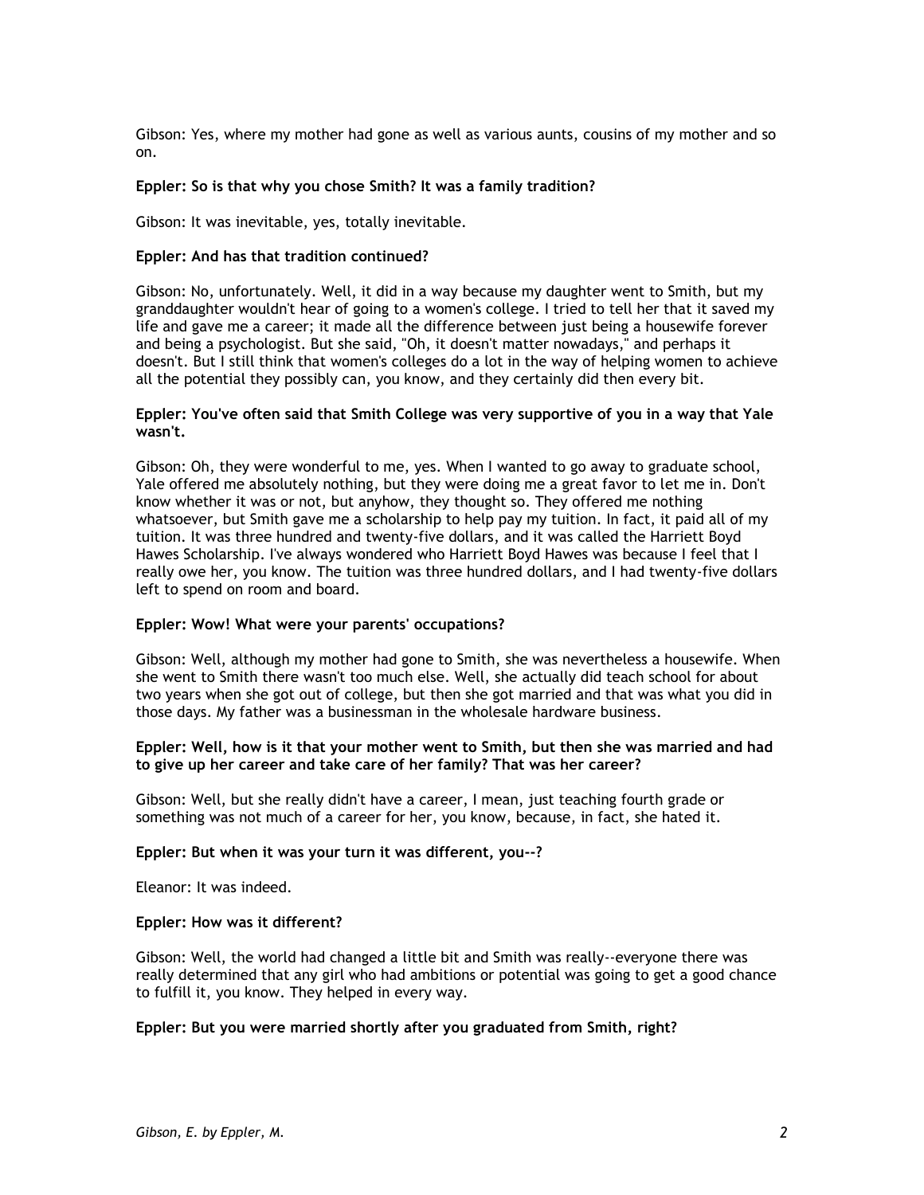Gibson: Yes, where my mother had gone as well as various aunts, cousins of my mother and so on.

**Eppler: So is that why you chose Smith? It was a family tradition?**

Gibson: It was inevitable, yes, totally inevitable.

**Eppler: And has that tradition continued?**

Gibson: No, unfortunately. Well, it did in a way because my daughter went to Smith, but my granddaughter wouldn't hear of going to a women's college. I tried to tell her that it saved my life and gave me a career; it made all the difference between just being a housewife forever and being a psychologist. But she said, "Oh, it doesn't matter nowadays," and perhaps it doesn't. But I still think that women's colleges do a lot in the way of helping women to achieve all the potential they possibly can, you know, and they certainly did then every bit.

**Eppler: You've often said that Smith College was very supportive of you in a way that Yale wasn't.**

Gibson: Oh, they were wonderful to me, yes. When I wanted to go away to graduate school, Yale offered me absolutely nothing, but they were doing me a great favor to let me in. Don't know whether it was or not, but anyhow, they thought so. They offered me nothing whatsoever, but Smith gave me a scholarship to help pay my tuition. In fact, it paid all of my tuition. It was three hundred and twenty-five dollars, and it was called the Harriett Boyd Hawes Scholarship. I've always wondered who Harriett Boyd Hawes was because I feel that I really owe her, you know. The tuition was three hundred dollars, and I had twenty-five dollars left to spend on room and board.

**Eppler: Wow! What were your parents' occupations?**

Gibson: Well, although my mother had gone to Smith, she was nevertheless a housewife. When she went to Smith there wasn't too much else. Well, she actually did teach school for about two years when she got out of college, but then she got married and that was what you did in those days. My father was a businessman in the wholesale hardware business.

**Eppler: Well, how is it that your mother went to Smith, but then she was married and had to give up her career and take care of her family? That was her career?**

Gibson: Well, but she really didn't have a career, I mean, just teaching fourth grade or something was not much of a career for her, you know, because, in fact, she hated it.

**Eppler: But when it was your turn it was different, you--?**

Eleanor: It was indeed.

**Eppler: How was it different?**

Gibson: Well, the world had changed a little bit and Smith was really--everyone there was really determined that any girl who had ambitions or potential was going to get a good chance to fulfill it, you know. They helped in every way.

**Eppler: But you were married shortly after you graduated from Smith, right?**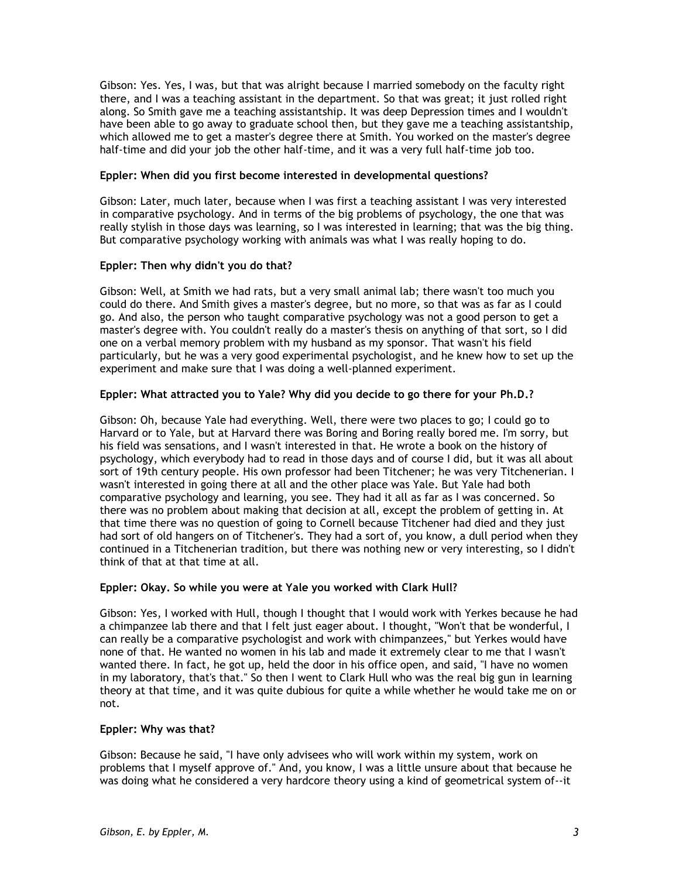Gibson: Yes. Yes, I was, but that was alright because I married somebody on the faculty right there, and I was a teaching assistant in the department. So that was great; it just rolled right along. So Smith gave me a teaching assistantship. It was deep Depression times and I wouldn't have been able to go away to graduate school then, but they gave me a teaching assistantship, which allowed me to get a master's degree there at Smith. You worked on the master's degree half-time and did your job the other half-time, and it was a very full half-time job too.

**Eppler: When did you first become interested in developmental questions?**

Gibson: Later, much later, because when I was first a teaching assistant I was very interested in comparative psychology. And in terms of the big problems of psychology, the one that was really stylish in those days was learning, so I was interested in learning; that was the big thing. But comparative psychology working with animals was what I was really hoping to do.

**Eppler: Then why didn't you do that?**

Gibson: Well, at Smith we had rats, but a very small animal lab; there wasn't too much you could do there. And Smith gives a master's degree, but no more, so that was as far as I could go. And also, the person who taught comparative psychology was not a good person to get a master's degree with. You couldn't really do a master's thesis on anything of that sort, so I did one on a verbal memory problem with my husband as my sponsor. That wasn't his field particularly, but he was a very good experimental psychologist, and he knew how to set up the experiment and make sure that I was doing a well-planned experiment.

**Eppler: What attracted you to Yale? Why did you decide to go there for your Ph.D.?**

Gibson: Oh, because Yale had everything. Well, there were two places to go; I could go to Harvard or to Yale, but at Harvard there was Boring and Boring really bored me. I'm sorry, but his field was sensations, and I wasn't interested in that. He wrote a book on the history of psychology, which everybody had to read in those days and of course I did, but it was all about sort of 19th century people. His own professor had been Titchener; he was very Titchenerian. I wasn't interested in going there at all and the other place was Yale. But Yale had both comparative psychology and learning, you see. They had it all as far as I was concerned. So there was no problem about making that decision at all, except the problem of getting in. At that time there was no question of going to Cornell because Titchener had died and they just had sort of old hangers on of Titchener's. They had a sort of, you know, a dull period when they continued in a Titchenerian tradition, but there was nothing new or very interesting, so I didn't think of that at that time at all.

**Eppler: Okay. So while you were at Yale you worked with Clark Hull?**

Gibson: Yes, I worked with Hull, though I thought that I would work with Yerkes because he had a chimpanzee lab there and that I felt just eager about. I thought, "Won't that be wonderful, I can really be a comparative psychologist and work with chimpanzees," but Yerkes would have none of that. He wanted no women in his lab and made it extremely clear to me that I wasn't wanted there. In fact, he got up, held the door in his office open, and said, "I have no women in my laboratory, that's that." So then I went to Clark Hull who was the real big gun in learning theory at that time, and it was quite dubious for quite a while whether he would take me on or not.

**Eppler: Why was that?**

Gibson: Because he said, "I have only advisees who will work within my system, work on problems that I myself approve of." And, you know, I was a little unsure about that because he was doing what he considered a very hardcore theory using a kind of geometrical system of--it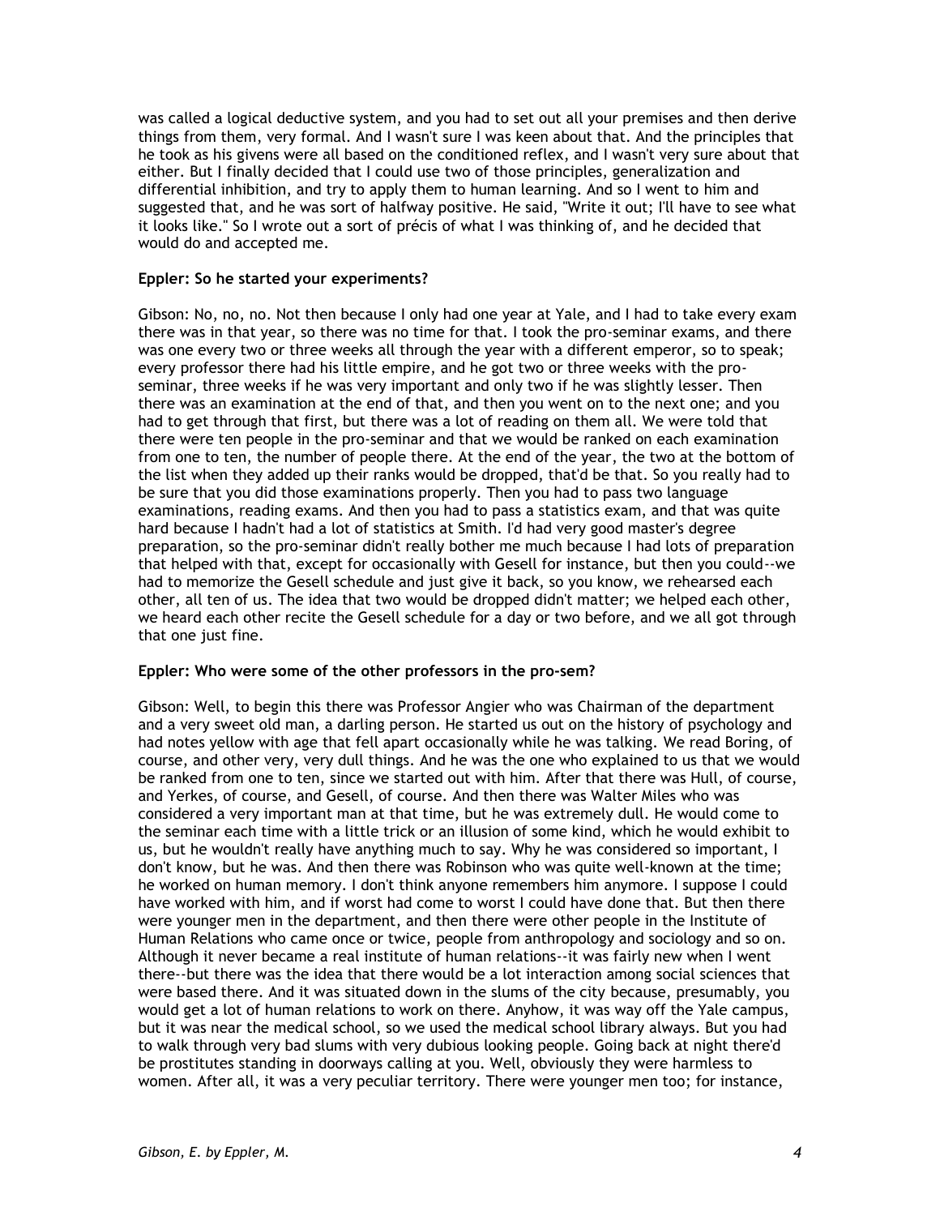was called a logical deductive system, and you had to set out all your premises and then derive things from them, very formal. And I wasn't sure I was keen about that. And the principles that he took as his givens were all based on the conditioned reflex, and I wasn't very sure about that either. But I finally decided that I could use two of those principles, generalization and differential inhibition, and try to apply them to human learning. And so I went to him and suggested that, and he was sort of halfway positive. He said, "Write it out; I'll have to see what it looks like." So I wrote out a sort of précis of what I was thinking of, and he decided that would do and accepted me.

**Eppler: So he started your experiments?**

Gibson: No, no, no. Not then because I only had one year at Yale, and I had to take every exam there was in that year, so there was no time for that. I took the pro-seminar exams, and there was one every two or three weeks all through the year with a different emperor, so to speak; every professor there had his little empire, and he got two or three weeks with the pro-seminar, three weeks if he was very important and only two if he was slightly lesser. Then there was an examination at the end of that, and then you went on to the next one; and you had to get through that first, but there was a lot of reading on them all. We were told that there were ten people in the pro-seminar and that we would be ranked on each examination from one to ten, the number of people there. At the end of the year, the two at the bottom of the list when they added up their ranks would be dropped, that'd be that. So you really had to be sure that you did those examinations properly. Then you had to pass two language examinations, reading exams. And then you had to pass a statistics exam, and that was quite hard because I hadn't had a lot of statistics at Smith. I'd had very good master's degree preparation, so the pro-seminar didn't really bother me much because I had lots of preparation that helped with that, except for occasionally with Gesell for instance, but then you could--we had to memorize the Gesell schedule and just give it back, so you know, we rehearsed each other, all ten of us. The idea that two would be dropped didn't matter; we helped each other, we heard each other recite the Gesell schedule for a day or two before, and we all got through that one just fine.

**Eppler: Who were some of the other professors in the pro-sem?**

Gibson: Well, to begin this there was Professor Angier who was Chairman of the department and a very sweet old man, a darling person. He started us out on the history of psychology and had notes yellow with age that fell apart occasionally while he was talking. We read Boring, of course, and other very, very dull things. And he was the one who explained to us that we would be ranked from one to ten, since we started out with him. After that there was Hull, of course, and Yerkes, of course, and Gesell, of course. And then there was Walter Miles who was considered a very important man at that time, but he was extremely dull. He would come to the seminar each time with a little trick or an illusion of some kind, which he would exhibit to us, but he wouldn't really have anything much to say. Why he was considered so important, I don't know, but he was. And then there was Robinson who was quite well-known at the time; he worked on human memory. I don't think anyone remembers him anymore. I suppose I could have worked with him, and if worst had come to worst I could have done that. But then there were younger men in the department, and then there were other people in the Institute of Human Relations who came once or twice, people from anthropology and sociology and so on. Although it never became a real institute of human relations--it was fairly new when I went there--but there was the idea that there would be a lot interaction among social sciences that were based there. And it was situated down in the slums of the city because, presumably, you would get a lot of human relations to work on there. Anyhow, it was way off the Yale campus, but it was near the medical school, so we used the medical school library always. But you had to walk through very bad slums with very dubious looking people. Going back at night there'd be prostitutes standing in doorways calling at you. Well, obviously they were harmless to women. After all, it was a very peculiar territory. There were younger men too; for instance,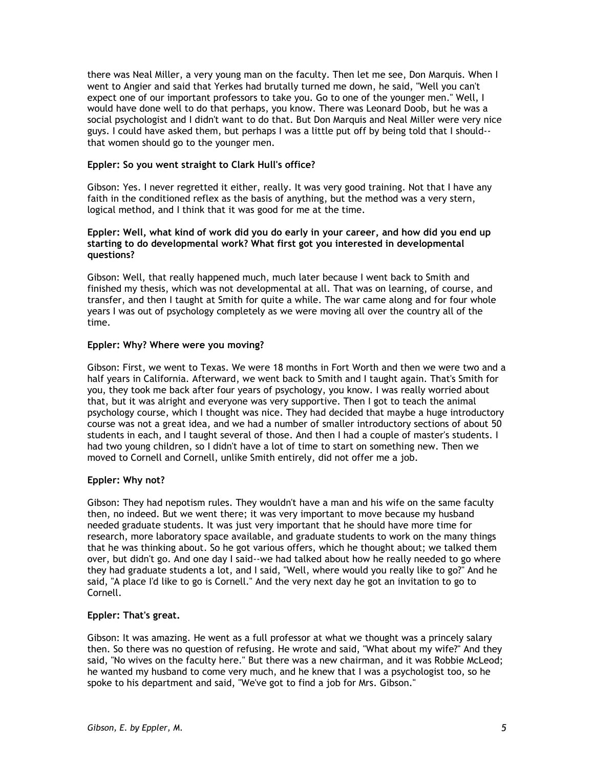there was Neal Miller, a very young man on the faculty. Then let me see, Don Marquis. When I went to Angier and said that Yerkes had brutally turned me down, he said, "Well you can't expect one of our important professors to take you. Go to one of the younger men." Well, I would have done well to do that perhaps, you know. There was Leonard Doob, but he was a social psychologist and I didn't want to do that. But Don Marquis and Neal Miller were very nice guys. I could have asked them, but perhaps I was a little put off by being told that I should--that women should go to the younger men.

**Eppler: So you went straight to Clark Hull's office?**

Gibson: Yes. I never regretted it either, really. It was very good training. Not that I have any faith in the conditioned reflex as the basis of anything, but the method was a very stern, logical method, and I think that it was good for me at the time.

**Eppler: Well, what kind of work did you do early in your career, and how did you end up starting to do developmental work? What first got you interested in developmental questions?**

Gibson: Well, that really happened much, much later because I went back to Smith and finished my thesis, which was not developmental at all. That was on learning, of course, and transfer, and then I taught at Smith for quite a while. The war came along and for four whole years I was out of psychology completely as we were moving all over the country all of the time.

**Eppler: Why? Where were you moving?**

Gibson: First, we went to Texas. We were 18 months in Fort Worth and then we were two and a half years in California. Afterward, we went back to Smith and I taught again. That's Smith for you, they took me back after four years of psychology, you know. I was really worried about that, but it was alright and everyone was very supportive. Then I got to teach the animal psychology course, which I thought was nice. They had decided that maybe a huge introductory course was not a great idea, and we had a number of smaller introductory sections of about 50 students in each, and I taught several of those. And then I had a couple of master's students. I had two young children, so I didn't have a lot of time to start on something new. Then we moved to Cornell and Cornell, unlike Smith entirely, did not offer me a job.

**Eppler: Why not?**

Gibson: They had nepotism rules. They wouldn't have a man and his wife on the same faculty then, no indeed. But we went there; it was very important to move because my husband needed graduate students. It was just very important that he should have more time for research, more laboratory space available, and graduate students to work on the many things that he was thinking about. So he got various offers, which he thought about; we talked them over, but didn't go. And one day I said--we had talked about how he really needed to go where they had graduate students a lot, and I said, "Well, where would you really like to go?" And he said, "A place I'd like to go is Cornell." And the very next day he got an invitation to go to Cornell.

**Eppler: That's great.**

Gibson: It was amazing. He went as a full professor at what we thought was a princely salary then. So there was no question of refusing. He wrote and said, "What about my wife?" And they said, "No wives on the faculty here." But there was a new chairman, and it was Robbie McLeod; he wanted my husband to come very much, and he knew that I was a psychologist too, so he spoke to his department and said, "We've got to find a job for Mrs. Gibson."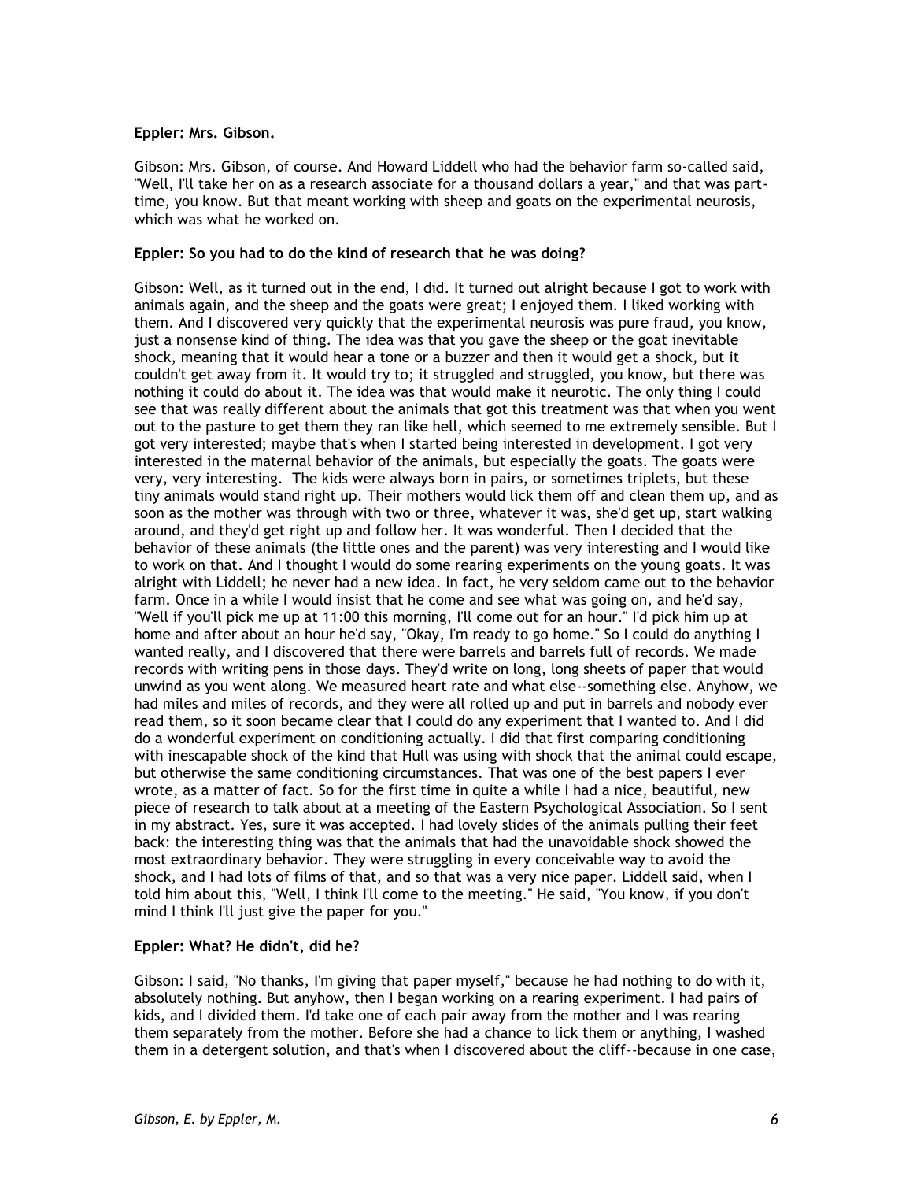**Eppler: Mrs. Gibson.**

Gibson: Mrs. Gibson, of course. And Howard Liddell who had the behavior farm so-called said, "Well, I'll take her on as a research associate for a thousand dollars a year," and that was part-time, you know. But that meant working with sheep and goats on the experimental neurosis, which was what he worked on.

**Eppler: So you had to do the kind of research that he was doing?**

Gibson: Well, as it turned out in the end, I did. It turned out alright because I got to work with animals again, and the sheep and the goats were great; I enjoyed them. I liked working with them. And I discovered very quickly that the experimental neurosis was pure fraud, you know, just a nonsense kind of thing. The idea was that you gave the sheep or the goat inevitable shock, meaning that it would hear a tone or a buzzer and then it would get a shock, but it couldn't get away from it. It would try to; it struggled and struggled, you know, but there was nothing it could do about it. The idea was that would make it neurotic. The only thing I could see that was really different about the animals that got this treatment was that when you went out to the pasture to get them they ran like hell, which seemed to me extremely sensible. But I got very interested; maybe that's when I started being interested in development. I got very interested in the maternal behavior of the animals, but especially the goats. The goats were very, very interesting. The kids were always born in pairs, or sometimes triplets, but these tiny animals would stand right up. Their mothers would lick them off and clean them up, and as soon as the mother was through with two or three, whatever it was, she'd get up, start walking around, and they'd get right up and follow her. It was wonderful. Then I decided that the behavior of these animals (the little ones and the parent) was very interesting and I would like to work on that. And I thought I would do some rearing experiments on the young goats. It was alright with Liddell; he never had a new idea. In fact, he very seldom came out to the behavior farm. Once in a while I would insist that he come and see what was going on, and he'd say, "Well if you'll pick me up at 11:00 this morning, I'll come out for an hour." I'd pick him up at home and after about an hour he'd say, "Okay, I'm ready to go home." So I could do anything I wanted really, and I discovered that there were barrels and barrels full of records. We made records with writing pens in those days. They'd write on long, long sheets of paper that would unwind as you went along. We measured heart rate and what else--something else. Anyhow, we had miles and miles of records, and they were all rolled up and put in barrels and nobody ever read them, so it soon became clear that I could do any experiment that I wanted to. And I did do a wonderful experiment on conditioning actually. I did that first comparing conditioning with inescapable shock of the kind that Hull was using with shock that the animal could escape, but otherwise the same conditioning circumstances. That was one of the best papers I ever wrote, as a matter of fact. So for the first time in quite a while I had a nice, beautiful, new piece of research to talk about at a meeting of the Eastern Psychological Association. So I sent in my abstract. Yes, sure it was accepted. I had lovely slides of the animals pulling their feet back: the interesting thing was that the animals that had the unavoidable shock showed the most extraordinary behavior. They were struggling in every conceivable way to avoid the shock, and I had lots of films of that, and so that was a very nice paper. Liddell said, when I told him about this, "Well, I think I'll come to the meeting." He said, "You know, if you don't mind I think I'll just give the paper for you."

**Eppler: What? He didn't, did he?**

Gibson: I said, "No thanks, I'm giving that paper myself," because he had nothing to do with it, absolutely nothing. But anyhow, then I began working on a rearing experiment. I had pairs of kids, and I divided them. I'd take one of each pair away from the mother and I was rearing them separately from the mother. Before she had a chance to lick them or anything, I washed them in a detergent solution, and that's when I discovered about the cliff--because in one case,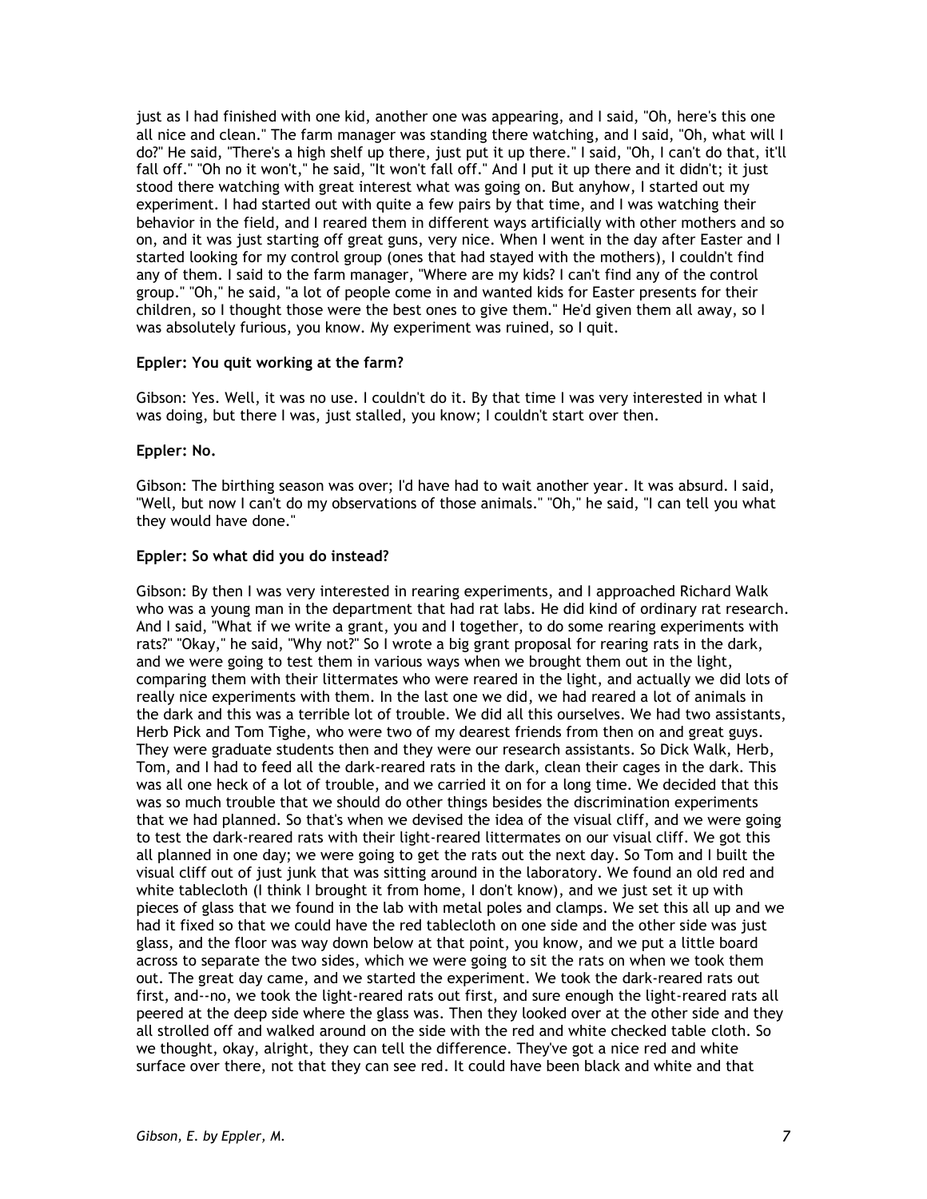just as I had finished with one kid, another one was appearing, and I said, "Oh, here's this one all nice and clean." The farm manager was standing there watching, and I said, "Oh, what will I do?" He said, "There's a high shelf up there, just put it up there." I said, "Oh, I can't do that, it'll fall off." "Oh no it won't," he said, "It won't fall off." And I put it up there and it didn't; it just stood there watching with great interest what was going on. But anyhow, I started out my experiment. I had started out with quite a few pairs by that time, and I was watching their behavior in the field, and I reared them in different ways artificially with other mothers and so on, and it was just starting off great guns, very nice. When I went in the day after Easter and I started looking for my control group (ones that had stayed with the mothers), I couldn't find any of them. I said to the farm manager, "Where are my kids? I can't find any of the control group." "Oh," he said, "a lot of people come in and wanted kids for Easter presents for their children, so I thought those were the best ones to give them." He'd given them all away, so I was absolutely furious, you know. My experiment was ruined, so I quit.

**Eppler: You quit working at the farm?**

Gibson: Yes. Well, it was no use. I couldn't do it. By that time I was very interested in what I was doing, but there I was, just stalled, you know; I couldn't start over then.

**Eppler: No.**

Gibson: The birthing season was over; I'd have had to wait another year. It was absurd. I said, "Well, but now I can't do my observations of those animals." "Oh," he said, "I can tell you what they would have done."

**Eppler: So what did you do instead?**

Gibson: By then I was very interested in rearing experiments, and I approached Richard Walk who was a young man in the department that had rat labs. He did kind of ordinary rat research. And I said, "What if we write a grant, you and I together, to do some rearing experiments with rats?" "Okay," he said, "Why not?" So I wrote a big grant proposal for rearing rats in the dark, and we were going to test them in various ways when we brought them out in the light, comparing them with their littermates who were reared in the light, and actually we did lots of really nice experiments with them. In the last one we did, we had reared a lot of animals in the dark and this was a terrible lot of trouble. We did all this ourselves. We had two assistants, Herb Pick and Tom Tighe, who were two of my dearest friends from then on and great guys. They were graduate students then and they were our research assistants. So Dick Walk, Herb, Tom, and I had to feed all the dark-reared rats in the dark, clean their cages in the dark. This was all one heck of a lot of trouble, and we carried it on for a long time. We decided that this was so much trouble that we should do other things besides the discrimination experiments that we had planned. So that's when we devised the idea of the visual cliff, and we were going to test the dark-reared rats with their light-reared littermates on our visual cliff. We got this all planned in one day; we were going to get the rats out the next day. So Tom and I built the visual cliff out of just junk that was sitting around in the laboratory. We found an old red and white tablecloth (I think I brought it from home, I don't know), and we just set it up with pieces of glass that we found in the lab with metal poles and clamps. We set this all up and we had it fixed so that we could have the red tablecloth on one side and the other side was just glass, and the floor was way down below at that point, you know, and we put a little board across to separate the two sides, which we were going to sit the rats on when we took them out. The great day came, and we started the experiment. We took the dark-reared rats out first, and--no, we took the light-reared rats out first, and sure enough the light-reared rats all peered at the deep side where the glass was. Then they looked over at the other side and they all strolled off and walked around on the side with the red and white checked table cloth. So we thought, okay, alright, they can tell the difference. They've got a nice red and white surface over there, not that they can see red. It could have been black and white and that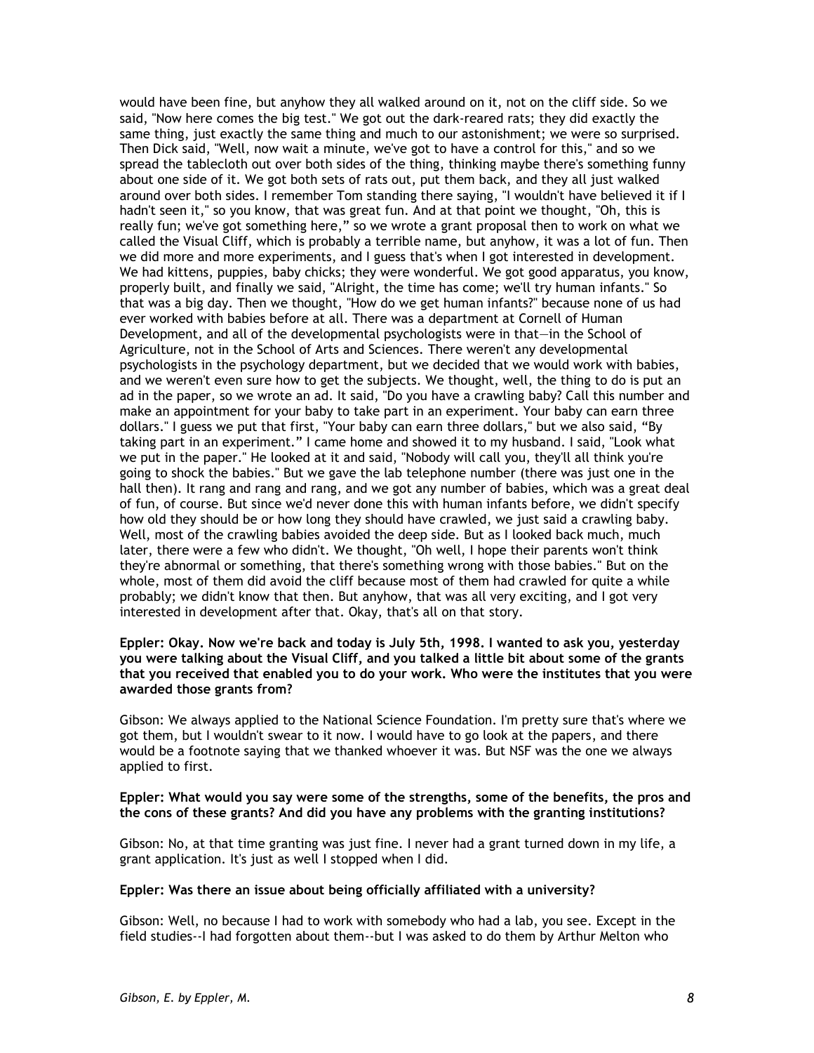would have been fine, but anyhow they all walked around on it, not on the cliff side. So we said, "Now here comes the big test." We got out the dark-reared rats; they did exactly the same thing, just exactly the same thing and much to our astonishment; we were so surprised. Then Dick said, "Well, now wait a minute, we've got to have a control for this," and so we spread the tablecloth out over both sides of the thing, thinking maybe there's something funny about one side of it. We got both sets of rats out, put them back, and they all just walked around over both sides. I remember Tom standing there saying, "I wouldn't have believed it if I hadn't seen it," so you know, that was great fun. And at that point we thought, "Oh, this is really fun; we've got something here," so we wrote a grant proposal then to work on what we called the Visual Cliff, which is probably a terrible name, but anyhow, it was a lot of fun. Then we did more and more experiments, and I guess that's when I got interested in development. We had kittens, puppies, baby chicks; they were wonderful. We got good apparatus, you know, properly built, and finally we said, "Alright, the time has come; we'll try human infants." So that was a big day. Then we thought, "How do we get human infants?" because none of us had ever worked with babies before at all. There was a department at Cornell of Human Development, and all of the developmental psychologists were in that—in the School of Agriculture, not in the School of Arts and Sciences. There weren't any developmental psychologists in the psychology department, but we decided that we would work with babies, and we weren't even sure how to get the subjects. We thought, well, the thing to do is put an ad in the paper, so we wrote an ad. It said, "Do you have a crawling baby? Call this number and make an appointment for your baby to take part in an experiment. Your baby can earn three dollars." I guess we put that first, "Your baby can earn three dollars," but we also said, "By taking part in an experiment." I came home and showed it to my husband. I said, "Look what we put in the paper." He looked at it and said, "Nobody will call you, they'll all think you're going to shock the babies." But we gave the lab telephone number (there was just one in the hall then). It rang and rang and rang, and we got any number of babies, which was a great deal of fun, of course. But since we'd never done this with human infants before, we didn't specify how old they should be or how long they should have crawled, we just said a crawling baby. Well, most of the crawling babies avoided the deep side. But as I looked back much, much later, there were a few who didn't. We thought, "Oh well, I hope their parents won't think they're abnormal or something, that there's something wrong with those babies." But on the whole, most of them did avoid the cliff because most of them had crawled for quite a while probably; we didn't know that then. But anyhow, that was all very exciting, and I got very interested in development after that. Okay, that's all on that story.

**Eppler: Okay. Now we're back and today is July 5th, 1998. I wanted to ask you, yesterday you were talking about the Visual Cliff, and you talked a little bit about some of the grants that you received that enabled you to do your work. Who were the institutes that you were awarded those grants from?**

Gibson: We always applied to the National Science Foundation. I'm pretty sure that's where we got them, but I wouldn't swear to it now. I would have to go look at the papers, and there would be a footnote saying that we thanked whoever it was. But NSF was the one we always applied to first.

**Eppler: What would you say were some of the strengths, some of the benefits, the pros and the cons of these grants? And did you have any problems with the granting institutions?**

Gibson: No, at that time granting was just fine. I never had a grant turned down in my life, a grant application. It's just as well I stopped when I did.

**Eppler: Was there an issue about being officially affiliated with a university?**

Gibson: Well, no because I had to work with somebody who had a lab, you see. Except in the field studies--I had forgotten about them--but I was asked to do them by Arthur Melton who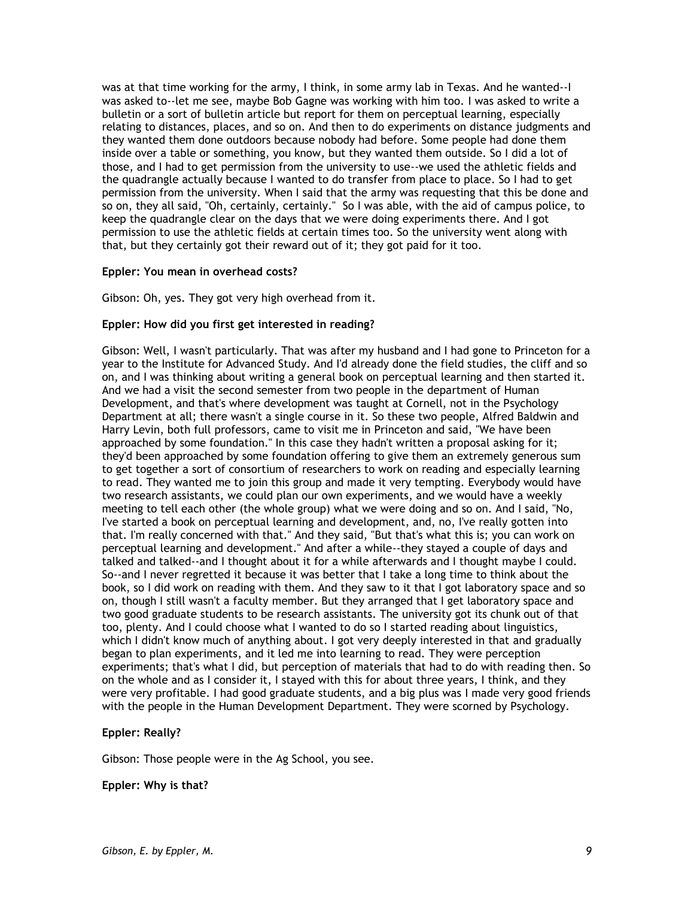was at that time working for the army, I think, in some army lab in Texas. And he wanted--I was asked to--let me see, maybe Bob Gagne was working with him too. I was asked to write a bulletin or a sort of bulletin article but report for them on perceptual learning, especially relating to distances, places, and so on. And then to do experiments on distance judgments and they wanted them done outdoors because nobody had before. Some people had done them inside over a table or something, you know, but they wanted them outside. So I did a lot of those, and I had to get permission from the university to use--we used the athletic fields and the quadrangle actually because I wanted to do transfer from place to place. So I had to get permission from the university. When I said that the army was requesting that this be done and so on, they all said, "Oh, certainly, certainly." So I was able, with the aid of campus police, to keep the quadrangle clear on the days that we were doing experiments there. And I got permission to use the athletic fields at certain times too. So the university went along with that, but they certainly got their reward out of it; they got paid for it too.

**Eppler: You mean in overhead costs?**

Gibson: Oh, yes. They got very high overhead from it.

**Eppler: How did you first get interested in reading?**

Gibson: Well, I wasn't particularly. That was after my husband and I had gone to Princeton for a year to the Institute for Advanced Study. And I'd already done the field studies, the cliff and so on, and I was thinking about writing a general book on perceptual learning and then started it. And we had a visit the second semester from two people in the department of Human Development, and that's where development was taught at Cornell, not in the Psychology Department at all; there wasn't a single course in it. So these two people, Alfred Baldwin and Harry Levin, both full professors, came to visit me in Princeton and said, "We have been approached by some foundation." In this case they hadn't written a proposal asking for it; they'd been approached by some foundation offering to give them an extremely generous sum to get together a sort of consortium of researchers to work on reading and especially learning to read. They wanted me to join this group and made it very tempting. Everybody would have two research assistants, we could plan our own experiments, and we would have a weekly meeting to tell each other (the whole group) what we were doing and so on. And I said, "No, I've started a book on perceptual learning and development, and, no, I've really gotten into that. I'm really concerned with that." And they said, "But that's what this is; you can work on perceptual learning and development." And after a while--they stayed a couple of days and talked and talked--and I thought about it for a while afterwards and I thought maybe I could. So--and I never regretted it because it was better that I take a long time to think about the book, so I did work on reading with them. And they saw to it that I got laboratory space and so on, though I still wasn't a faculty member. But they arranged that I get laboratory space and two good graduate students to be research assistants. The university got its chunk out of that too, plenty. And I could choose what I wanted to do so I started reading about linguistics, which I didn't know much of anything about. I got very deeply interested in that and gradually began to plan experiments, and it led me into learning to read. They were perception experiments; that's what I did, but perception of materials that had to do with reading then. So on the whole and as I consider it, I stayed with this for about three years, I think, and they were very profitable. I had good graduate students, and a big plus was I made very good friends with the people in the Human Development Department. They were scorned by Psychology.

**Eppler: Really?**

Gibson: Those people were in the Ag School, you see.

**Eppler: Why is that?**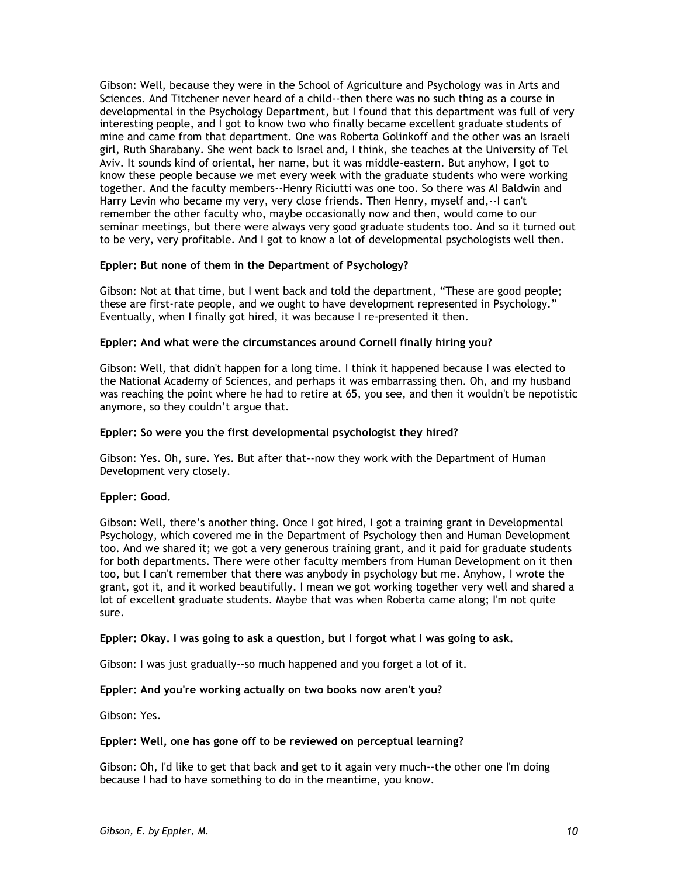Gibson: Well, because they were in the School of Agriculture and Psychology was in Arts and Sciences. And Titchener never heard of a child--then there was no such thing as a course in developmental in the Psychology Department, but I found that this department was full of very interesting people, and I got to know two who finally became excellent graduate students of mine and came from that department. One was Roberta Golinkoff and the other was an Israeli girl, Ruth Sharabany. She went back to Israel and, I think, she teaches at the University of Tel Aviv. It sounds kind of oriental, her name, but it was middle-eastern. But anyhow, I got to know these people because we met every week with the graduate students who were working together. And the faculty members--Henry Riciutti was one too. So there was Al Baldwin and Harry Levin who became my very, very close friends. Then Henry, myself and,--I can't remember the other faculty who, maybe occasionally now and then, would come to our seminar meetings, but there were always very good graduate students too. And so it turned out to be very, very profitable. And I got to know a lot of developmental psychologists well then.

**Eppler: But none of them in the Department of Psychology?**

Gibson: Not at that time, but I went back and told the department, "These are good people; these are first-rate people, and we ought to have development represented in Psychology." Eventually, when I finally got hired, it was because I re-presented it then.

**Eppler: And what were the circumstances around Cornell finally hiring you?**

Gibson: Well, that didn't happen for a long time. I think it happened because I was elected to the National Academy of Sciences, and perhaps it was embarrassing then. Oh, and my husband was reaching the point where he had to retire at 65, you see, and then it wouldn't be nepotistic anymore, so they couldn't argue that.

**Eppler: So were you the first developmental psychologist they hired?**

Gibson: Yes. Oh, sure. Yes. But after that--now they work with the Department of Human Development very closely.

**Eppler: Good.**

Gibson: Well, there's another thing. Once I got hired, I got a training grant in Developmental Psychology, which covered me in the Department of Psychology then and Human Development too. And we shared it; we got a very generous training grant, and it paid for graduate students for both departments. There were other faculty members from Human Development on it then too, but I can't remember that there was anybody in psychology but me. Anyhow, I wrote the grant, got it, and it worked beautifully. I mean we got working together very well and shared a lot of excellent graduate students. Maybe that was when Roberta came along; I'm not quite sure.

**Eppler: Okay. I was going to ask a question, but I forgot what I was going to ask.**

Gibson: I was just gradually--so much happened and you forget a lot of it.

**Eppler: And you're working actually on two books now aren't you?**

Gibson: Yes.

**Eppler: Well, one has gone off to be reviewed on perceptual learning?**

Gibson: Oh, I'd like to get that back and get to it again very much--the other one I'm doing because I had to have something to do in the meantime, you know.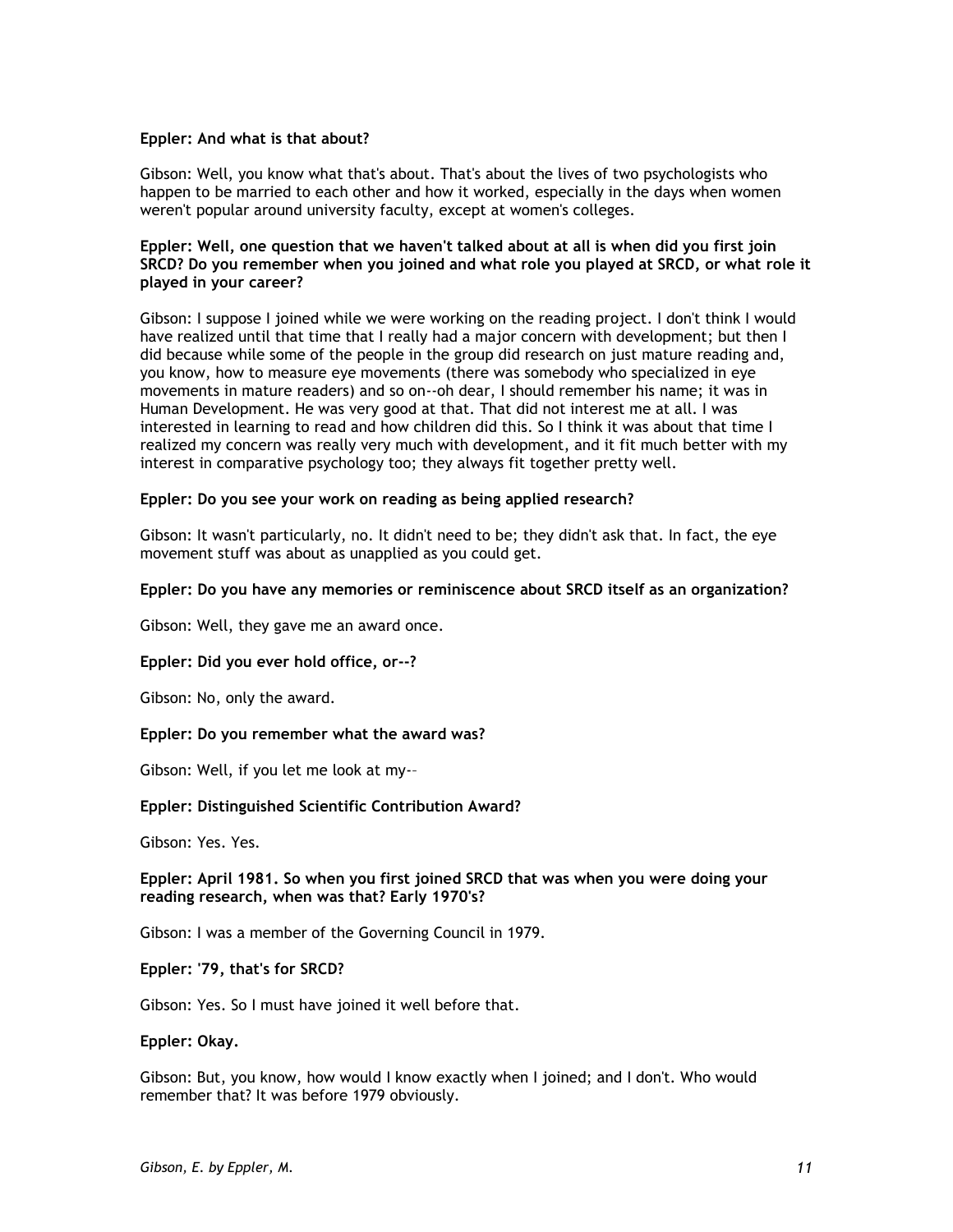**Eppler: And what is that about?**

Gibson: Well, you know what that's about. That's about the lives of two psychologists who happen to be married to each other and how it worked, especially in the days when women weren't popular around university faculty, except at women's colleges.

**Eppler: Well, one question that we haven't talked about at all is when did you first join SRCD? Do you remember when you joined and what role you played at SRCD, or what role it played in your career?**

Gibson: I suppose I joined while we were working on the reading project. I don't think I would have realized until that time that I really had a major concern with development; but then I did because while some of the people in the group did research on just mature reading and, you know, how to measure eye movements (there was somebody who specialized in eye movements in mature readers) and so on--oh dear, I should remember his name; it was in Human Development. He was very good at that. That did not interest me at all. I was interested in learning to read and how children did this. So I think it was about that time I realized my concern was really very much with development, and it fit much better with my interest in comparative psychology too; they always fit together pretty well.

**Eppler: Do you see your work on reading as being applied research?**

Gibson: It wasn't particularly, no. It didn't need to be; they didn't ask that. In fact, the eye movement stuff was about as unapplied as you could get.

**Eppler: Do you have any memories or reminiscence about SRCD itself as an organization?**

Gibson: Well, they gave me an award once.

**Eppler: Did you ever hold office, or--?**

Gibson: No, only the award.

**Eppler: Do you remember what the award was?**

Gibson: Well, if you let me look at my--

**Eppler: Distinguished Scientific Contribution Award?**

Gibson: Yes. Yes.

**Eppler: April 1981. So when you first joined SRCD that was when you were doing your reading research, when was that? Early 1970's?**

Gibson: I was a member of the Governing Council in 1979.

**Eppler: '79, that's for SRCD?**

Gibson: Yes. So I must have joined it well before that.

**Eppler: Okay.**

Gibson: But, you know, how would I know exactly when I joined; and I don't. Who would remember that? It was before 1979 obviously.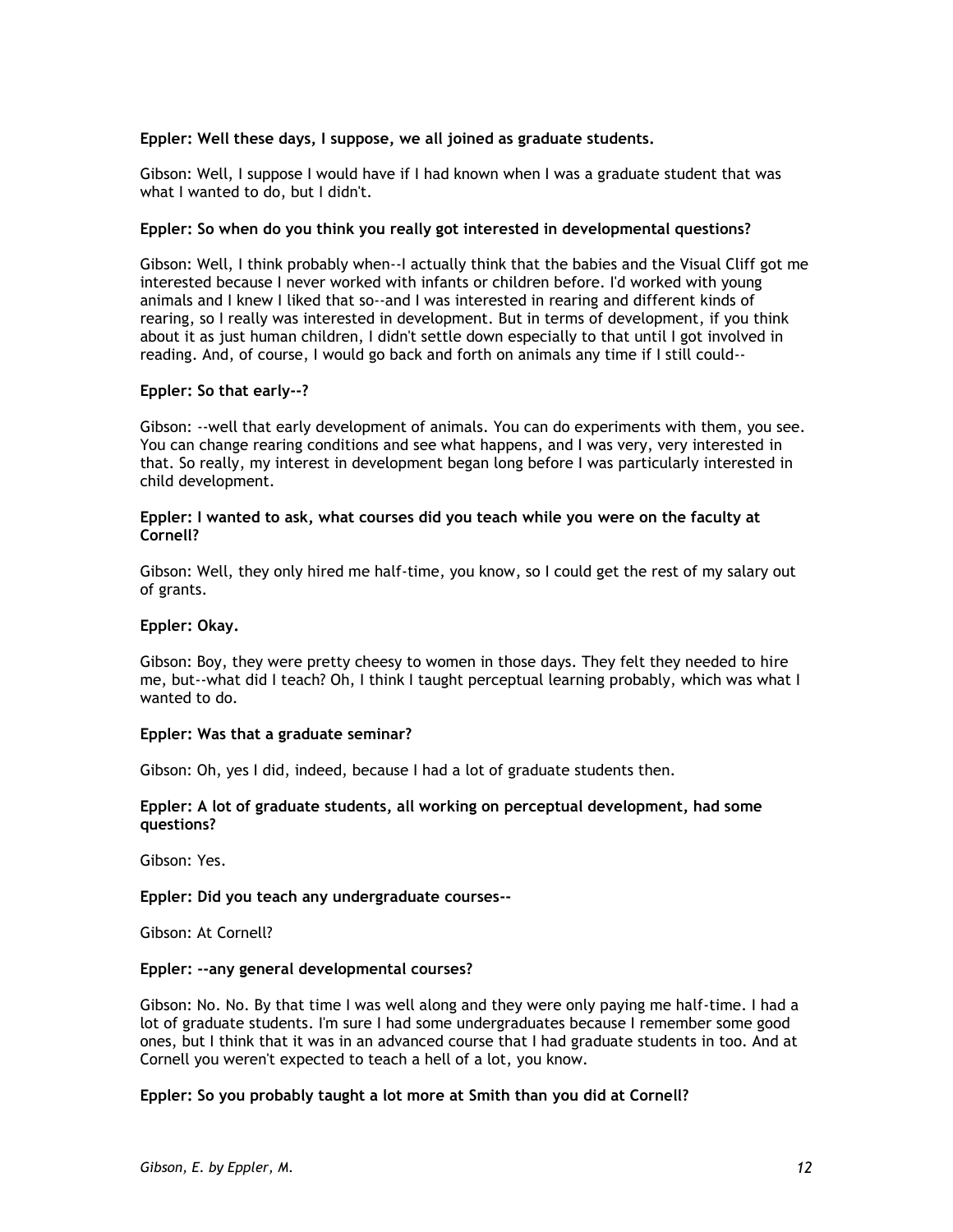**Eppler: Well these days, I suppose, we all joined as graduate students.**

Gibson: Well, I suppose I would have if I had known when I was a graduate student that was what I wanted to do, but I didn't.

**Eppler: So when do you think you really got interested in developmental questions?**

Gibson: Well, I think probably when--I actually think that the babies and the Visual Cliff got me interested because I never worked with infants or children before. I'd worked with young animals and I knew I liked that so--and I was interested in rearing and different kinds of rearing, so I really was interested in development. But in terms of development, if you think about it as just human children, I didn't settle down especially to that until I got involved in reading. And, of course, I would go back and forth on animals any time if I still could--

**Eppler: So that early--?**

Gibson: --well that early development of animals. You can do experiments with them, you see. You can change rearing conditions and see what happens, and I was very, very interested in that. So really, my interest in development began long before I was particularly interested in child development.

**Eppler: I wanted to ask, what courses did you teach while you were on the faculty at Cornell?**

Gibson: Well, they only hired me half-time, you know, so I could get the rest of my salary out of grants.

**Eppler: Okay.**

Gibson: Boy, they were pretty cheesy to women in those days. They felt they needed to hire me, but--what did I teach? Oh, I think I taught perceptual learning probably, which was what I wanted to do.

**Eppler: Was that a graduate seminar?**

Gibson: Oh, yes I did, indeed, because I had a lot of graduate students then.

**Eppler: A lot of graduate students, all working on perceptual development, had some questions?**

Gibson: Yes.

**Eppler: Did you teach any undergraduate courses--**

Gibson: At Cornell?

**Eppler: --any general developmental courses?**

Gibson: No. No. By that time I was well along and they were only paying me half-time. I had a lot of graduate students. I'm sure I had some undergraduates because I remember some good ones, but I think that it was in an advanced course that I had graduate students in too. And at Cornell you weren't expected to teach a hell of a lot, you know.

**Eppler: So you probably taught a lot more at Smith than you did at Cornell?**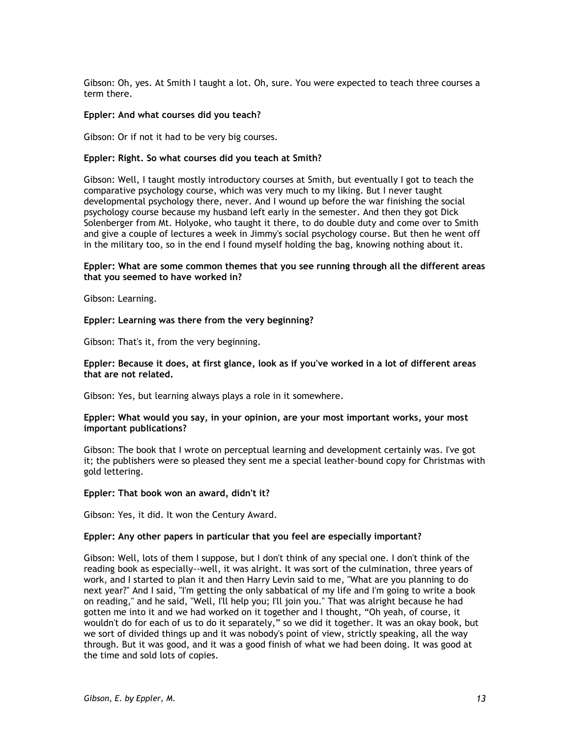Gibson: Oh, yes. At Smith I taught a lot. Oh, sure. You were expected to teach three courses a term there.

**Eppler: And what courses did you teach?**

Gibson: Or if not it had to be very big courses.

**Eppler: Right. So what courses did you teach at Smith?**

Gibson: Well, I taught mostly introductory courses at Smith, but eventually I got to teach the comparative psychology course, which was very much to my liking. But I never taught developmental psychology there, never. And I wound up before the war finishing the social psychology course because my husband left early in the semester. And then they got Dick Solenberger from Mt. Holyoke, who taught it there, to do double duty and come over to Smith and give a couple of lectures a week in Jimmy's social psychology course. But then he went off in the military too, so in the end I found myself holding the bag, knowing nothing about it.

**Eppler: What are some common themes that you see running through all the different areas that you seemed to have worked in?**

Gibson: Learning.

**Eppler: Learning was there from the very beginning?**

Gibson: That's it, from the very beginning.

**Eppler: Because it does, at first glance, look as if you've worked in a lot of different areas that are not related.**

Gibson: Yes, but learning always plays a role in it somewhere.

**Eppler: What would you say, in your opinion, are your most important works, your most important publications?**

Gibson: The book that I wrote on perceptual learning and development certainly was. I've got it; the publishers were so pleased they sent me a special leather-bound copy for Christmas with gold lettering.

**Eppler: That book won an award, didn't it?**

Gibson: Yes, it did. It won the Century Award.

**Eppler: Any other papers in particular that you feel are especially important?**

Gibson: Well, lots of them I suppose, but I don't think of any special one. I don't think of the reading book as especially--well, it was alright. It was sort of the culmination, three years of work, and I started to plan it and then Harry Levin said to me, "What are you planning to do next year?" And I said, "I'm getting the only sabbatical of my life and I'm going to write a book on reading," and he said, "Well, I'll help you; I'll join you." That was alright because he had gotten me into it and we had worked on it together and I thought, "Oh yeah, of course, it wouldn't do for each of us to do it separately," so we did it together. It was an okay book, but we sort of divided things up and it was nobody's point of view, strictly speaking, all the way through. But it was good, and it was a good finish of what we had been doing. It was good at the time and sold lots of copies.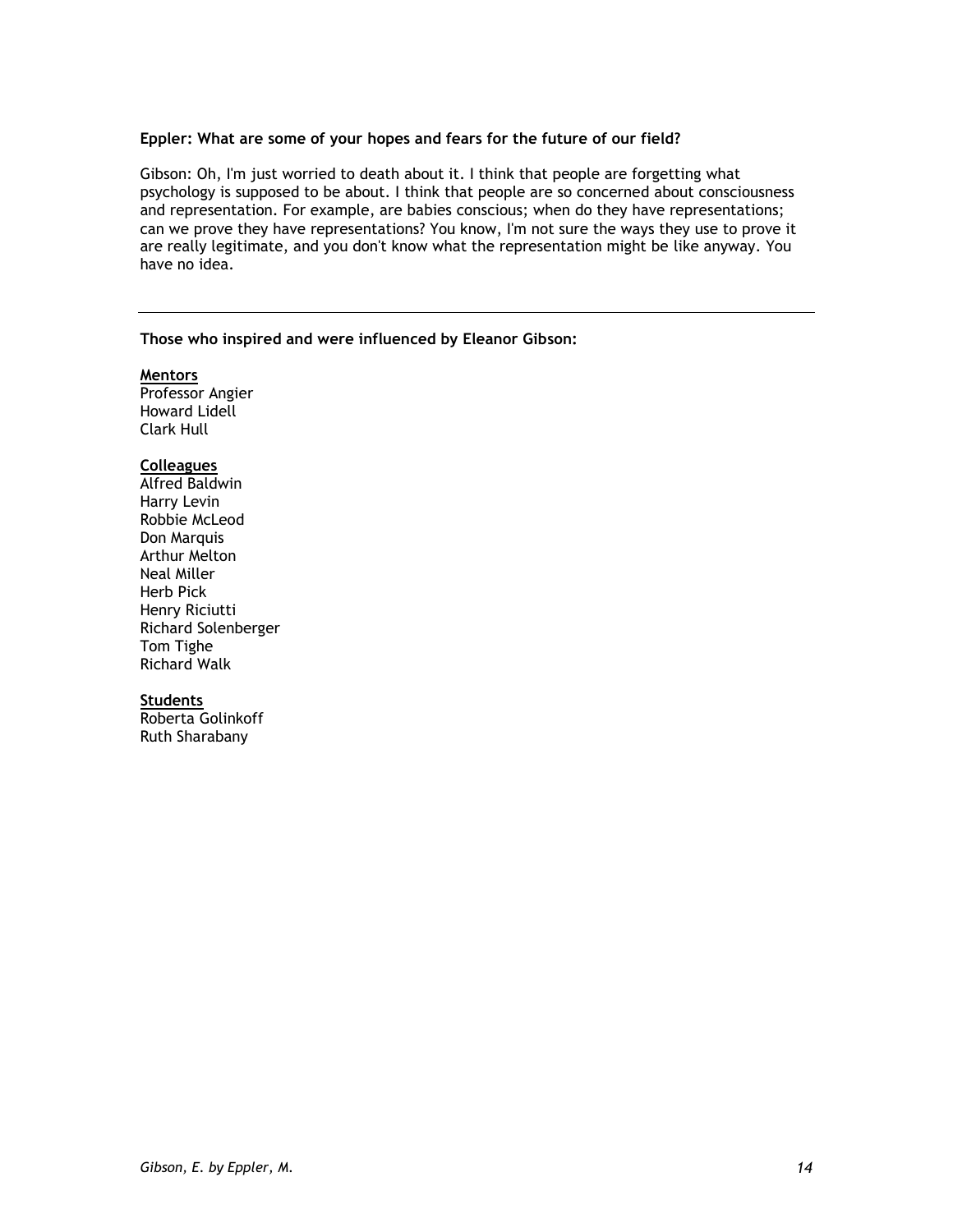**Eppler: What are some of your hopes and fears for the future of our field?**

Gibson: Oh, I'm just worried to death about it. I think that people are forgetting what psychology is supposed to be about. I think that people are so concerned about consciousness and representation. For example, are babies conscious; when do they have representations; can we prove they have representations? You know, I'm not sure the ways they use to prove it are really legitimate, and you don't know what the representation might be like anyway. You have no idea.

---

**Those who inspired and were influenced by Eleanor Gibson:**

**Mentors**
Professor Angier
Howard Lidell
Clark Hull

**Colleagues**
Alfred Baldwin
Harry Levin
Robbie McLeod
Don Marquis
Arthur Melton
Neal Miller
Herb Pick
Henry Riciutti
Richard Solenberger
Tom Tighe
Richard Walk

**Students**
Roberta Golinkoff
Ruth Sharabany